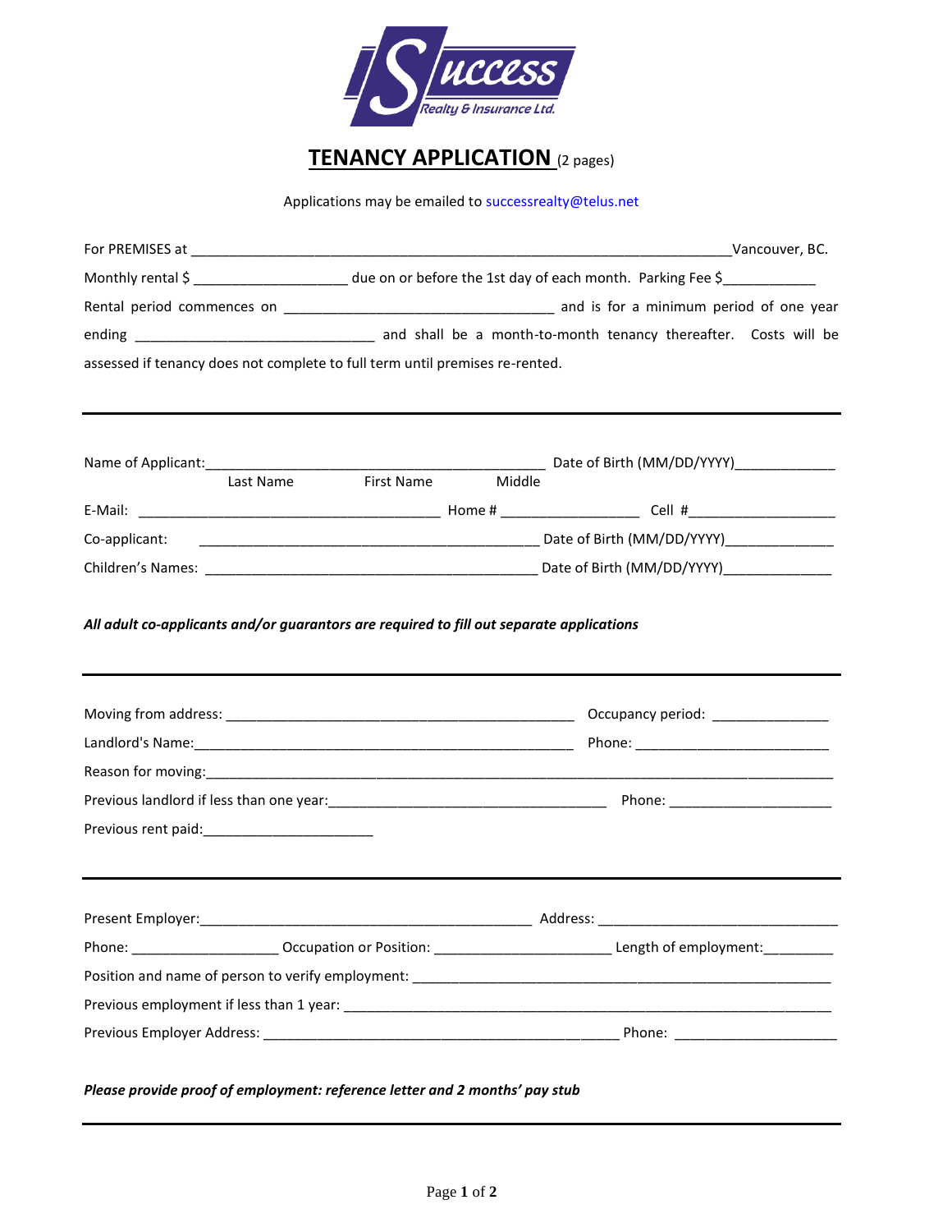Success Realty & Insurance Ltd.

# TENANCY APPLICATION (2 pages)

Applications may be emailed to successrealty@telus.net

For PREMISES at ___________________________________________________________________Vancouver, BC.

Monthly rental $ ___________________ due on or before the 1st day of each month. Parking Fee $____________

Rental period commences on __________________________________ and is for a minimum period of one year ending ______________________________ and shall be a month-to-month tenancy thereafter. Costs will be assessed if tenancy does not complete to full term until premises re-rented.

---

Name of Applicant:___________________________________________ Date of Birth (MM/DD/YYYY)_____________
Last Name First Name Middle

E-Mail: ______________________________________ Home # _________________ Cell #__________________

Co-applicant: __________________________________________ Date of Birth (MM/DD/YYYY)______________

Children's Names: __________________________________________ Date of Birth (MM/DD/YYYY)______________

***All adult co-applicants and/or guarantors are required to fill out separate applications***

---

Moving from address: ____________________________________________ Occupancy period: _______________

Landlord's Name:________________________________________________ Phone: ________________________

Reason for moving:_________________________________________________________________________________

Previous landlord if less than one year:___________________________________ Phone: ____________________

Previous rent paid:_____________________

---

Present Employer:__________________________________________ Address: _____________________________

Phone: __________________ Occupation or Position: ______________________ Length of employment:_________

Position and name of person to verify employment: _______________________________________________________

Previous employment if less than 1 year: _______________________________________________________________

Previous Employer Address: ____________________________________________ Phone: _____________________

***Please provide proof of employment: reference letter and 2 months' pay stub***

---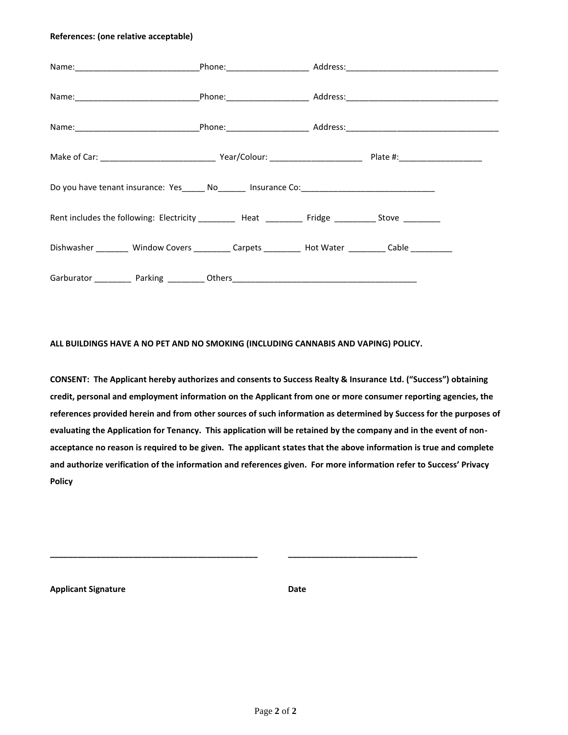**References: (one relative acceptable)**

Name:___________________________Phone:__________________ Address:_________________________________

Name:___________________________Phone:__________________ Address:_________________________________

Name:___________________________Phone:__________________ Address:_________________________________

Make of Car: _________________________ Year/Colour: ____________________ Plate #:__________________

Do you have tenant insurance: Yes_____ No______ Insurance Co:_____________________________

Rent includes the following: Electricity ________ Heat ________ Fridge _________ Stove ________

Dishwasher _______ Window Covers ________ Carpets ________ Hot Water ________ Cable _________

Garburator ________ Parking ________ Others_________________________________________

**ALL BUILDINGS HAVE A NO PET AND NO SMOKING (INCLUDING CANNABIS AND VAPING) POLICY.**

**CONSENT: The Applicant hereby authorizes and consents to Success Realty & Insurance Ltd. ("Success") obtaining credit, personal and employment information on the Applicant from one or more consumer reporting agencies, the references provided herein and from other sources of such information as determined by Success for the purposes of evaluating the Application for Tenancy. This application will be retained by the company and in the event of non-acceptance no reason is required to be given. The applicant states that the above information is true and complete and authorize verification of the information and references given. For more information refer to Success' Privacy Policy**

_____________________________________________ ____________________________

**Applicant Signature** **Date**